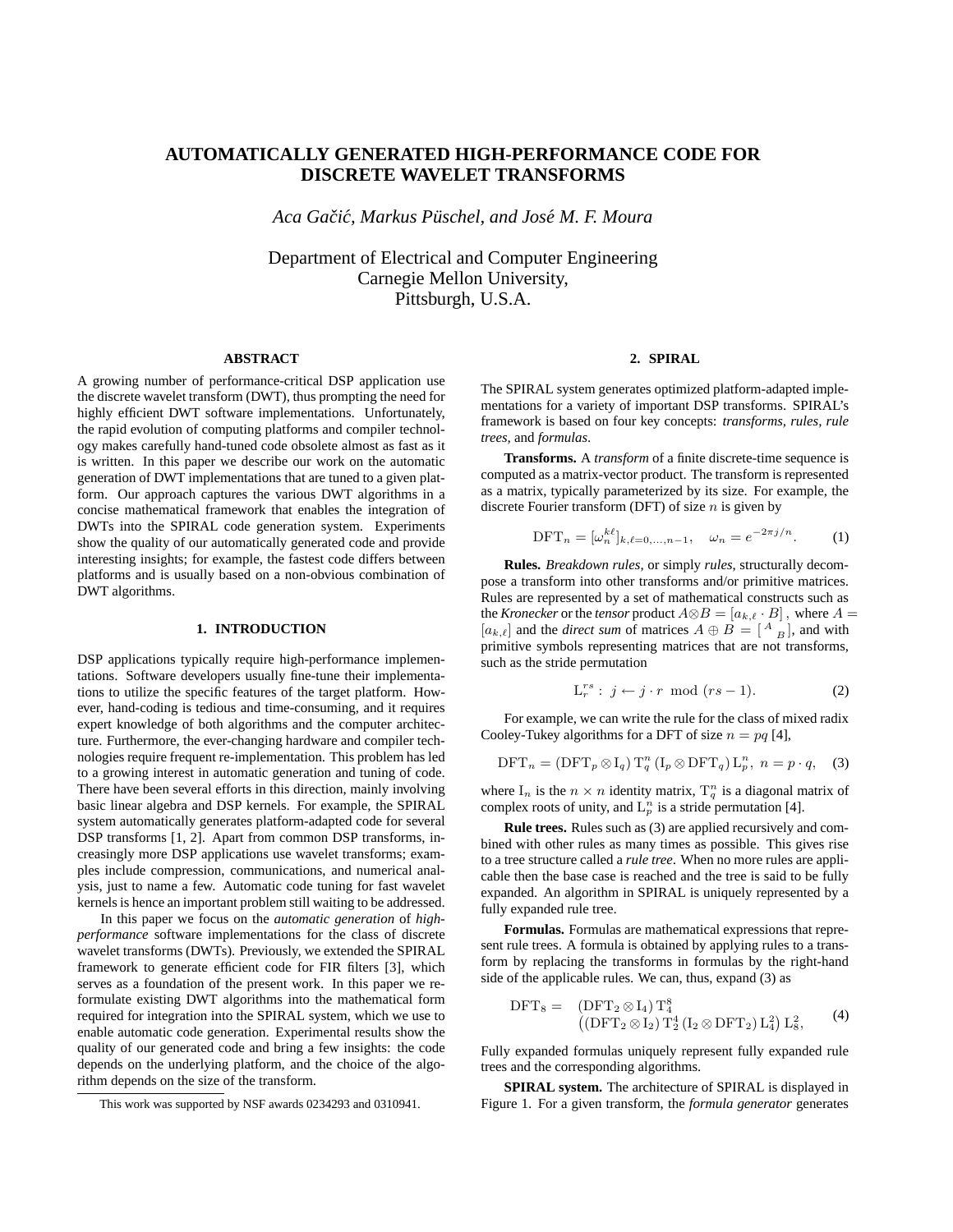# AUTOMATICALLY GENERATED HIGH-PERFORMANCE CODE FOR DISCRETE WAVELET TRANSFORMS

*Aca Gačić, Markus Püschel, and José M. F. Moura*

Department of Electrical and Computer Engineering
Carnegie Mellon University,
Pittsburgh, U.S.A.

## ABSTRACT

A growing number of performance-critical DSP application use the discrete wavelet transform (DWT), thus prompting the need for highly efficient DWT software implementations. Unfortunately, the rapid evolution of computing platforms and compiler technology makes carefully hand-tuned code obsolete almost as fast as it is written. In this paper we describe our work on the automatic generation of DWT implementations that are tuned to a given platform. Our approach captures the various DWT algorithms in a concise mathematical framework that enables the integration of DWTs into the SPIRAL code generation system. Experiments show the quality of our automatically generated code and provide interesting insights; for example, the fastest code differs between platforms and is usually based on a non-obvious combination of DWT algorithms.

## 1. INTRODUCTION

DSP applications typically require high-performance implementations. Software developers usually fine-tune their implementations to utilize the specific features of the target platform. However, hand-coding is tedious and time-consuming, and it requires expert knowledge of both algorithms and the computer architecture. Furthermore, the ever-changing hardware and compiler technologies require frequent re-implementation. This problem has led to a growing interest in automatic generation and tuning of code. There have been several efforts in this direction, mainly involving basic linear algebra and DSP kernels. For example, the SPIRAL system automatically generates platform-adapted code for several DSP transforms [1, 2]. Apart from common DSP transforms, increasingly more DSP applications use wavelet transforms; examples include compression, communications, and numerical analysis, just to name a few. Automatic code tuning for fast wavelet kernels is hence an important problem still waiting to be addressed.

In this paper we focus on the *automatic generation* of *high-performance* software implementations for the class of discrete wavelet transforms (DWTs). Previously, we extended the SPIRAL framework to generate efficient code for FIR filters [3], which serves as a foundation of the present work. In this paper we reformulate existing DWT algorithms into the mathematical form required for integration into the SPIRAL system, which we use to enable automatic code generation. Experimental results show the quality of our generated code and bring a few insights: the code depends on the underlying platform, and the choice of the algorithm depends on the size of the transform.

This work was supported by NSF awards 0234293 and 0310941.

## 2. SPIRAL

The SPIRAL system generates optimized platform-adapted implementations for a variety of important DSP transforms. SPIRAL's framework is based on four key concepts: *transforms*, *rules*, *rule trees*, and *formulas*.

**Transforms.** A *transform* of a finite discrete-time sequence is computed as a matrix-vector product. The transform is represented as a matrix, typically parameterized by its size. For example, the discrete Fourier transform (DFT) of size $n$ is given by

$$\mathrm{DFT}_n = [\omega_n^{k\ell}]_{k,\ell=0,\dots,n-1}, \quad \omega_n = e^{-2\pi j/n}. \tag{1}$$

**Rules.** *Breakdown rules*, or simply *rules*, structurally decompose a transform into other transforms and/or primitive matrices. Rules are represented by a set of mathematical constructs such as the *Kronecker* or the *tensor* product $A \otimes B = [a_{k,\ell} \cdot B]$, where $A = [a_{k,\ell}]$ and the *direct sum* of matrices $A \oplus B = \left[\begin{smallmatrix} A & \\ & B \end{smallmatrix}\right]$, and with primitive symbols representing matrices that are not transforms, such as the stride permutation

$$\mathrm{L}_r^{rs}: \; j \leftarrow j \cdot r \mod (rs-1). \tag{2}$$

For example, we can write the rule for the class of mixed radix Cooley-Tukey algorithms for a DFT of size $n = pq$ [4],

$$\mathrm{DFT}_n = (\mathrm{DFT}_p \otimes \mathrm{I}_q)\, \mathrm{T}_q^n \,(\mathrm{I}_p \otimes \mathrm{DFT}_q)\, \mathrm{L}_p^n, \; n = p \cdot q, \tag{3}$$

where $\mathrm{I}_n$ is the $n \times n$ identity matrix, $\mathrm{T}_q^n$ is a diagonal matrix of complex roots of unity, and $\mathrm{L}_p^n$ is a stride permutation [4].

**Rule trees.** Rules such as (3) are applied recursively and combined with other rules as many times as possible. This gives rise to a tree structure called a *rule tree*. When no more rules are applicable then the base case is reached and the tree is said to be fully expanded. An algorithm in SPIRAL is uniquely represented by a fully expanded rule tree.

**Formulas.** Formulas are mathematical expressions that represent rule trees. A formula is obtained by applying rules to a transform by replacing the transforms in formulas by the right-hand side of the applicable rules. We can, thus, expand (3) as

$$\begin{aligned} \mathrm{DFT}_8 = \;& (\mathrm{DFT}_2 \otimes \mathrm{I}_4)\, \mathrm{T}_4^8 \\ & \left((\mathrm{DFT}_2 \otimes \mathrm{I}_2)\, \mathrm{T}_2^4 \,(\mathrm{I}_2 \otimes \mathrm{DFT}_2)\, \mathrm{L}_4^2\right) \mathrm{L}_8^2, \end{aligned} \tag{4}$$

Fully expanded formulas uniquely represent fully expanded rule trees and the corresponding algorithms.

**SPIRAL system.** The architecture of SPIRAL is displayed in Figure 1. For a given transform, the *formula generator* generates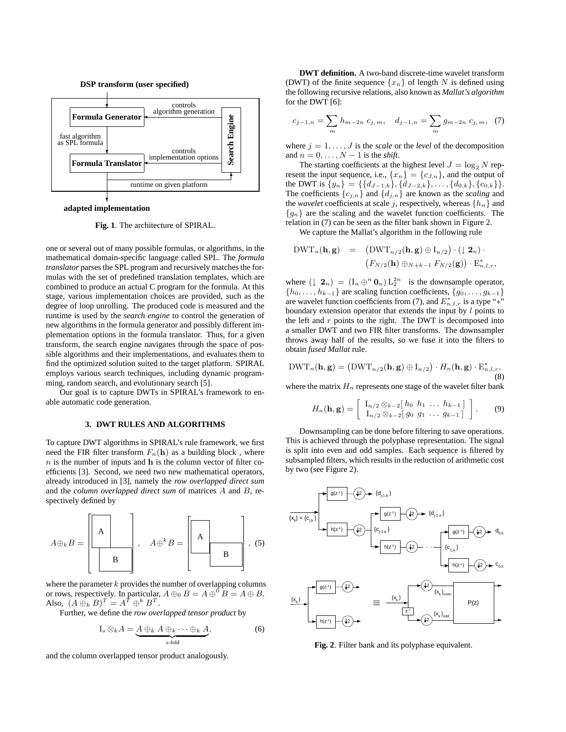DSP transform (user specified)

Formula Generator — controls algorithm generation — Search Engine

fast algorithm as SPL formula

Formula Translator — controls implementation options

runtime on given platform

adapted implementation

**Fig. 1**. The architecture of SPIRAL.

one or several out of many possible formulas, or algorithms, in the mathematical domain-specific language called SPL. The *formula translator* parses the SPL program and recursively matches the formulas with the set of predefined translation templates, which are combined to produce an actual C program for the formula. At this stage, various implementation choices are provided, such as the degree of loop unrolling. The produced code is measured and the runtime is used by the *search engine* to control the generation of new algorithms in the formula generator and possibly different implementation options in the formula translator. Thus, for a given transform, the search engine navigates through the space of possible algorithms and their implementations, and evaluates them to find the optimized solution suited to the target platform. SPIRAL employs various search techniques, including dynamic programming, random search, and evolutionary search [5].

Our goal is to capture DWTs in SPIRAL's framework to enable automatic code generation.

## 3. DWT RULES AND ALGORITHMS

To capture DWT algorithms in SPIRAL's rule framework, we first need the FIR filter transform $F_n(\mathbf{h})$ as a building block , where $n$ is the number of inputs and $\mathbf{h}$ is the column vector of filter coefficients [3]. Second, we need two new mathematical operators, already introduced in [3], namely the *row overlapped direct sum* and the *column overlapped direct sum* of matrices $A$ and $B$, respectively defined by

$$A \oplus_k B = \begin{bmatrix} A & \\ & B \end{bmatrix}, \quad A \oplus^k B = \begin{bmatrix} A & \\ & B \end{bmatrix}, \quad (5)$$

where the parameter $k$ provides the number of overlapping columns or rows, respectively. In particular, $A \oplus_0 B = A \oplus^0 B = A \oplus B$. Also, $(A \oplus_k B)^T = A^T \oplus^k B^T$.

Further, we define the *row overlapped tensor product* by

$$\mathrm{I}_s \otimes_k A = \underbrace{A \oplus_k A \oplus_k \cdots \oplus_k A}_{s\text{-fold}}, \quad (6)$$

and the column overlapped tensor product analogously.

**DWT definition.** A two-band discrete-time wavelet transform (DWT) of the finite sequence $\{x_n\}$ of length $N$ is defined using the following recursive relations, also known as *Mallat's algorithm* for the DWT [6]:

$$c_{j-1,n} = \sum_m h_{m-2n}\, c_{j,m}, \quad d_{j-1,n} = \sum_m g_{m-2n}\, c_{j,m}, \quad (7)$$

where $j = 1, \ldots, J$ is the *scale* or the *level* of the decomposition and $n = 0, \ldots, N-1$ is the *shift*.

The starting coefficients at the highest level $J = \log_2 N$ represent the input sequence, i.e., $\{x_n\} = \{c_{J,n}\}$, and the output of the DWT is $\{y_n\} = \{\{d_{J-1,k}\}, \{d_{J-2,k}\}, \ldots, \{d_{0,k}\}, \{c_{0,k}\}\}$. The coefficients $\{c_{j,n}\}$ and $\{d_{j,n}\}$ are known as the *scaling* and the *wavelet* coefficients at scale $j$, respectively, whereas $\{h_n\}$ and $\{g_n\}$ are the scaling and the wavelet function coefficients. The relation in (7) can be seen as the filter bank shown in Figure 2.

We capture the Mallat's algorithm in the following rule

$$\begin{aligned} \mathrm{DWT}_n(\mathbf{h}, \mathbf{g}) \quad = \quad & \left(\mathrm{DWT}_{n/2}(\mathbf{h}, \mathbf{g}) \oplus \mathrm{I}_{n/2}\right) \cdot (\downarrow \mathbf{2}_n) \cdot \\ & \left(F_{N/2}(\mathbf{h}) \oplus_{N+k-1} F_{N/2}(\mathbf{g})\right) \cdot \mathrm{E}^*_{n,l,r}, \end{aligned}$$

where $(\downarrow \mathbf{2}_n) = (\mathrm{I}_n \oplus^n \mathbf{0}_n)\, \mathrm{L}^{2n}_2$ is the downsample operator, $\{h_0, \ldots, h_{k-1}\}$ are scaling function coefficients, $\{g_0, \ldots, g_{k-1}\}$ are wavelet function coefficients from (7), and $E^*_{n,l,r}$ is a type "$*$" boundary extension operator that extends the input by $l$ points to the left and $r$ points to the right. The DWT is decomposed into a smaller DWT and two FIR filter transforms. The downsampler throws away half of the results, so we fuse it into the filters to obtain *fused Mallat* rule.

$$\mathrm{DWT}_n(\mathbf{h}, \mathbf{g}) = \left(\mathrm{DWT}_{n/2}(\mathbf{h}, \mathbf{g}) \oplus \mathrm{I}_{n/2}\right) \cdot H_n(\mathbf{h}, \mathbf{g}) \cdot \mathrm{E}^*_{n,l,r}, \quad (8)$$

where the matrix $H_n$ represents one stage of the wavelet filter bank

$$H_n(\mathbf{h}, \mathbf{g}) = \begin{bmatrix} \mathrm{I}_{n/2} \otimes_{k-2} [\, h_0 \;\; h_1 \;\; \ldots \;\; h_{k-1} \,] \\ \mathrm{I}_{n/2} \otimes_{k-2} [\, g_0 \;\; g_1 \;\; \ldots \;\; g_{k-1} \,] \end{bmatrix}. \quad (9)$$

Downsampling can be done before filtering to save operations. This is achieved through the polyphase representation. The signal is split into even and odd samples. Each sequence is filtered by subsampled filters, which results in the reduction of arithmetic cost by two (see Figure 2).

**Fig. 2**. Filter bank and its polyphase equivalent.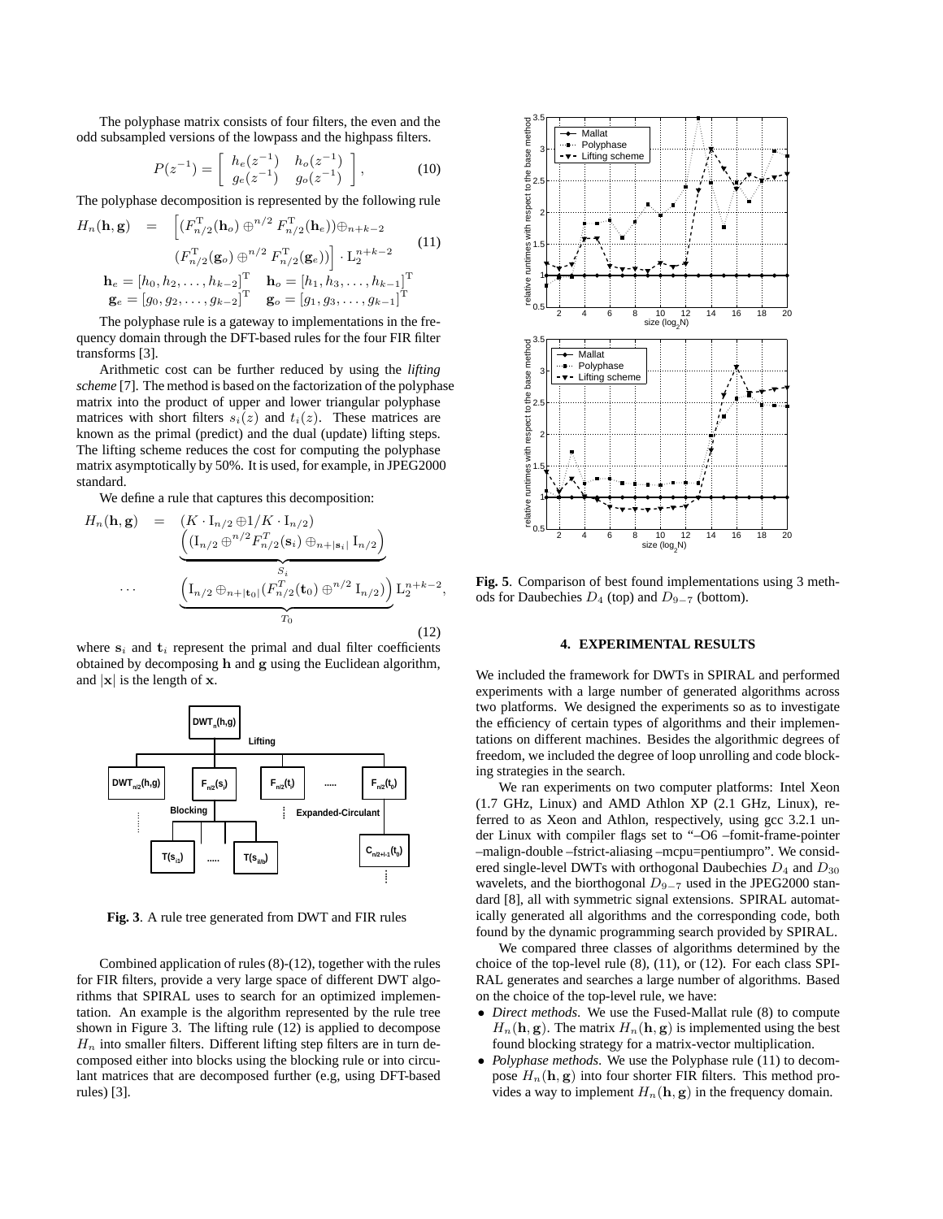The polyphase matrix consists of four filters, the even and the odd subsampled versions of the lowpass and the highpass filters.

$$P(z^{-1}) = \begin{bmatrix} h_e(z^{-1}) & h_o(z^{-1}) \\ g_e(z^{-1}) & g_o(z^{-1}) \end{bmatrix}, \tag{10}$$

The polyphase decomposition is represented by the following rule

$$\begin{aligned} H_n(\mathbf{h}, \mathbf{g}) &= \Big[ (F^{\mathrm{T}}_{n/2}(\mathbf{h}_o) \oplus^{n/2} F^{\mathrm{T}}_{n/2}(\mathbf{h}_e)) \oplus_{n+k-2} \\ &\quad (F^{\mathrm{T}}_{n/2}(\mathbf{g}_o) \oplus^{n/2} F^{\mathrm{T}}_{n/2}(\mathbf{g}_e)) \Big] \cdot \mathrm{L}_2^{n+k-2} \end{aligned} \tag{11}$$

$$\mathbf{h}_e = [h_0, h_2, \ldots, h_{k-2}]^{\mathrm{T}} \quad \mathbf{h}_o = [h_1, h_3, \ldots, h_{k-1}]^{\mathrm{T}}$$
$$\mathbf{g}_e = [g_0, g_2, \ldots, g_{k-2}]^{\mathrm{T}} \quad \mathbf{g}_o = [g_1, g_3, \ldots, g_{k-1}]^{\mathrm{T}}$$

The polyphase rule is a gateway to implementations in the frequency domain through the DFT-based rules for the four FIR filter transforms [3].

Arithmetic cost can be further reduced by using the *lifting scheme* [7]. The method is based on the factorization of the polyphase matrix into the product of upper and lower triangular polyphase matrices with short filters $s_i(z)$ and $t_i(z)$. These matrices are known as the primal (predict) and the dual (update) lifting steps. The lifting scheme reduces the cost for computing the polyphase matrix asymptotically by 50%. It is used, for example, in JPEG2000 standard.

We define a rule that captures this decomposition:

$$\begin{aligned} H_n(\mathbf{h}, \mathbf{g}) &= (K \cdot \mathrm{I}_{n/2} \oplus 1/K \cdot \mathrm{I}_{n/2}) \\ &\quad \underbrace{\Big( (\mathrm{I}_{n/2} \oplus^{n/2} F^T_{n/2}(\mathbf{s}_i) \oplus_{n+|\mathbf{s}_i|} \mathrm{I}_{n/2} \Big)}_{S_i} \\ \cdots &\quad \underbrace{\Big( \mathrm{I}_{n/2} \oplus_{n+|\mathbf{t}_0|} (F^T_{n/2}(\mathbf{t}_0) \oplus^{n/2} \mathrm{I}_{n/2}) \Big)}_{T_0} \mathrm{L}_2^{n+k-2}, \end{aligned} \tag{12}$$

where $\mathbf{s}_i$ and $\mathbf{t}_i$ represent the primal and dual filter coefficients obtained by decomposing $\mathbf{h}$ and $\mathbf{g}$ using the Euclidean algorithm, and $|\mathbf{x}|$ is the length of $\mathbf{x}$.

**Fig. 3**. A rule tree generated from DWT and FIR rules

Combined application of rules (8)-(12), together with the rules for FIR filters, provide a very large space of different DWT algorithms that SPIRAL uses to search for an optimized implementation. An example is the algorithm represented by the rule tree shown in Figure 3. The lifting rule (12) is applied to decompose $H_n$ into smaller filters. Different lifting step filters are in turn decomposed either into blocks using the blocking rule or into circulant matrices that are decomposed further (e.g, using DFT-based rules) [3].

**Fig. 5**. Comparison of best found implementations using 3 methods for Daubechies $D_4$ (top) and $D_{9-7}$ (bottom).

## 4. EXPERIMENTAL RESULTS

We included the framework for DWTs in SPIRAL and performed experiments with a large number of generated algorithms across two platforms. We designed the experiments so as to investigate the efficiency of certain types of algorithms and their implementations on different machines. Besides the algorithmic degrees of freedom, we included the degree of loop unrolling and code blocking strategies in the search.

We ran experiments on two computer platforms: Intel Xeon (1.7 GHz, Linux) and AMD Athlon XP (2.1 GHz, Linux), referred to as Xeon and Athlon, respectively, using gcc 3.2.1 under Linux with compiler flags set to "–O6 –fomit-frame-pointer –malign-double –fstrict-aliasing –mcpu=pentiumpro". We considered single-level DWTs with orthogonal Daubechies $D_4$ and $D_{30}$ wavelets, and the biorthogonal $D_{9-7}$ used in the JPEG2000 standard [8], all with symmetric signal extensions. SPIRAL automatically generated all algorithms and the corresponding code, both found by the dynamic programming search provided by SPIRAL.

We compared three classes of algorithms determined by the choice of the top-level rule (8), (11), or (12). For each class SPIRAL generates and searches a large number of algorithms. Based on the choice of the top-level rule, we have:

- *Direct methods*. We use the Fused-Mallat rule (8) to compute $H_n(\mathbf{h}, \mathbf{g})$. The matrix $H_n(\mathbf{h}, \mathbf{g})$ is implemented using the best found blocking strategy for a matrix-vector multiplication.
- *Polyphase methods*. We use the Polyphase rule (11) to decompose $H_n(\mathbf{h}, \mathbf{g})$ into four shorter FIR filters. This method provides a way to implement $H_n(\mathbf{h}, \mathbf{g})$ in the frequency domain.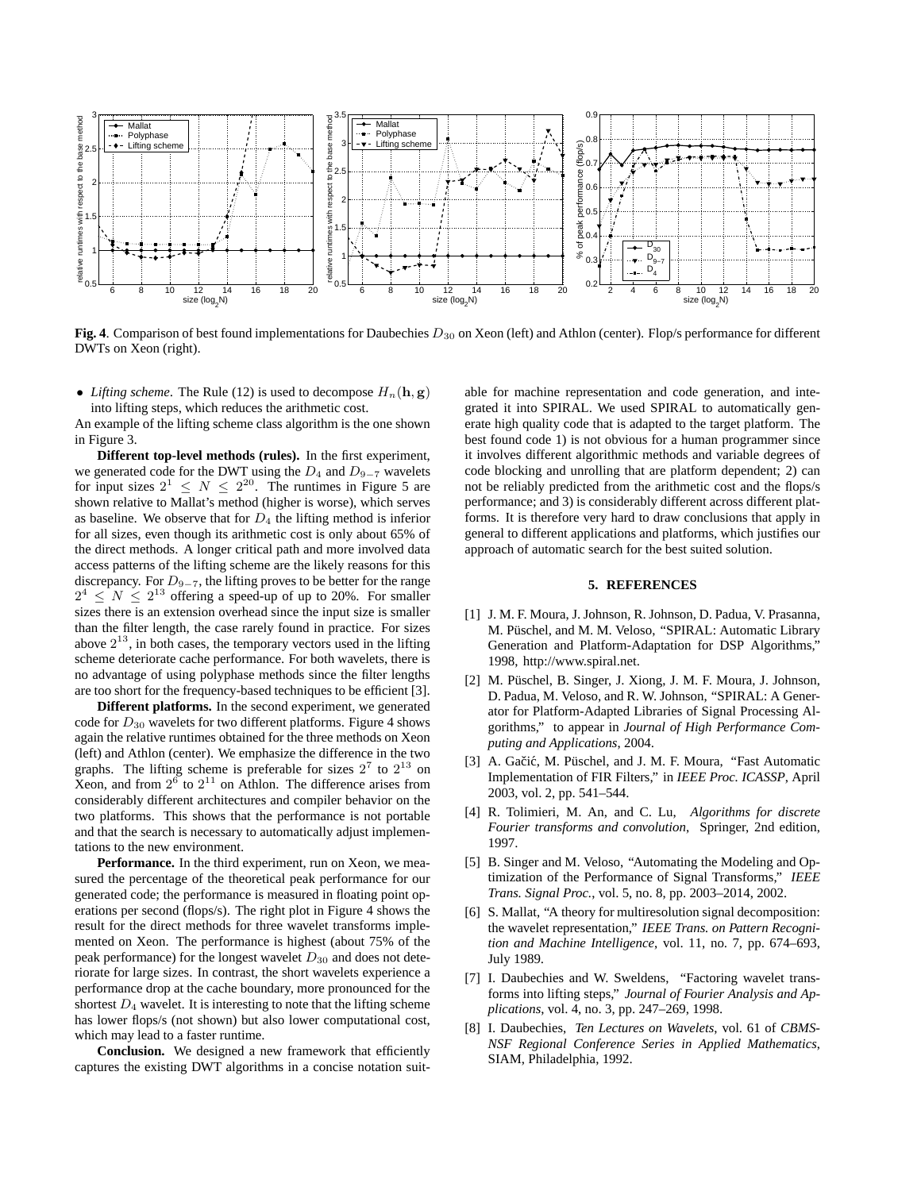Mallat
Polyphase
Lifting scheme
relative runtimes with respect to the base method
size (log$_2$N)

Mallat
Polyphase
Lifting scheme
relative runtimes with respect to the base method
size (log$_2$N)

% of peak performance (flop/s)
$D_{30}$
$D_{9-7}$
$D_4$
size (log$_2$N)

**Fig. 4**. Comparison of best found implementations for Daubechies $D_{30}$ on Xeon (left) and Athlon (center). Flop/s performance for different DWTs on Xeon (right).

- *Lifting scheme*. The Rule (12) is used to decompose $H_n(\mathbf{h}, \mathbf{g})$ into lifting steps, which reduces the arithmetic cost.

An example of the lifting scheme class algorithm is the one shown in Figure 3.

**Different top-level methods (rules).** In the first experiment, we generated code for the DWT using the $D_4$ and $D_{9-7}$ wavelets for input sizes $2^1 \leq N \leq 2^{20}$. The runtimes in Figure 5 are shown relative to Mallat's method (higher is worse), which serves as baseline. We observe that for $D_4$ the lifting method is inferior for all sizes, even though its arithmetic cost is only about 65% of the direct methods. A longer critical path and more involved data access patterns of the lifting scheme are the likely reasons for this discrepancy. For $D_{9-7}$, the lifting proves to be better for the range $2^4 \leq N \leq 2^{13}$ offering a speed-up of up to 20%. For smaller sizes there is an extension overhead since the input size is smaller than the filter length, the case rarely found in practice. For sizes above $2^{13}$, in both cases, the temporary vectors used in the lifting scheme deteriorate cache performance. For both wavelets, there is no advantage of using polyphase methods since the filter lengths are too short for the frequency-based techniques to be efficient [3].

**Different platforms.** In the second experiment, we generated code for $D_{30}$ wavelets for two different platforms. Figure 4 shows again the relative runtimes obtained for the three methods on Xeon (left) and Athlon (center). We emphasize the difference in the two graphs. The lifting scheme is preferable for sizes $2^7$ to $2^{13}$ on Xeon, and from $2^6$ to $2^{11}$ on Athlon. The difference arises from considerably different architectures and compiler behavior on the two platforms. This shows that the performance is not portable and that the search is necessary to automatically adjust implementations to the new environment.

**Performance.** In the third experiment, run on Xeon, we measured the percentage of the theoretical peak performance for our generated code; the performance is measured in floating point operations per second (flops/s). The right plot in Figure 4 shows the result for the direct methods for three wavelet transforms implemented on Xeon. The performance is highest (about 75% of the peak performance) for the longest wavelet $D_{30}$ and does not deteriorate for large sizes. In contrast, the short wavelets experience a performance drop at the cache boundary, more pronounced for the shortest $D_4$ wavelet. It is interesting to note that the lifting scheme has lower flops/s (not shown) but also lower computational cost, which may lead to a faster runtime.

**Conclusion.** We designed a new framework that efficiently captures the existing DWT algorithms in a concise notation suitable for machine representation and code generation, and integrated it into SPIRAL. We used SPIRAL to automatically generate high quality code that is adapted to the target platform. The best found code 1) is not obvious for a human programmer since it involves different algorithmic methods and variable degrees of code blocking and unrolling that are platform dependent; 2) can not be reliably predicted from the arithmetic cost and the flops/s performance; and 3) is considerably different across different platforms. It is therefore very hard to draw conclusions that apply in general to different applications and platforms, which justifies our approach of automatic search for the best suited solution.

## 5. REFERENCES

[1] J. M. F. Moura, J. Johnson, R. Johnson, D. Padua, V. Prasanna, M. Püschel, and M. M. Veloso, "SPIRAL: Automatic Library Generation and Platform-Adaptation for DSP Algorithms," 1998, http://www.spiral.net.

[2] M. Püschel, B. Singer, J. Xiong, J. M. F. Moura, J. Johnson, D. Padua, M. Veloso, and R. W. Johnson, "SPIRAL: A Generator for Platform-Adapted Libraries of Signal Processing Algorithms," to appear in *Journal of High Performance Computing and Applications*, 2004.

[3] A. Gačić, M. Püschel, and J. M. F. Moura, "Fast Automatic Implementation of FIR Filters," in *IEEE Proc. ICASSP*, April 2003, vol. 2, pp. 541–544.

[4] R. Tolimieri, M. An, and C. Lu, *Algorithms for discrete Fourier transforms and convolution*, Springer, 2nd edition, 1997.

[5] B. Singer and M. Veloso, "Automating the Modeling and Optimization of the Performance of Signal Transforms," *IEEE Trans. Signal Proc.*, vol. 5, no. 8, pp. 2003–2014, 2002.

[6] S. Mallat, "A theory for multiresolution signal decomposition: the wavelet representation," *IEEE Trans. on Pattern Recognition and Machine Intelligence*, vol. 11, no. 7, pp. 674–693, July 1989.

[7] I. Daubechies and W. Sweldens, "Factoring wavelet transforms into lifting steps," *Journal of Fourier Analysis and Applications*, vol. 4, no. 3, pp. 247–269, 1998.

[8] I. Daubechies, *Ten Lectures on Wavelets*, vol. 61 of *CBMS-NSF Regional Conference Series in Applied Mathematics*, SIAM, Philadelphia, 1992.